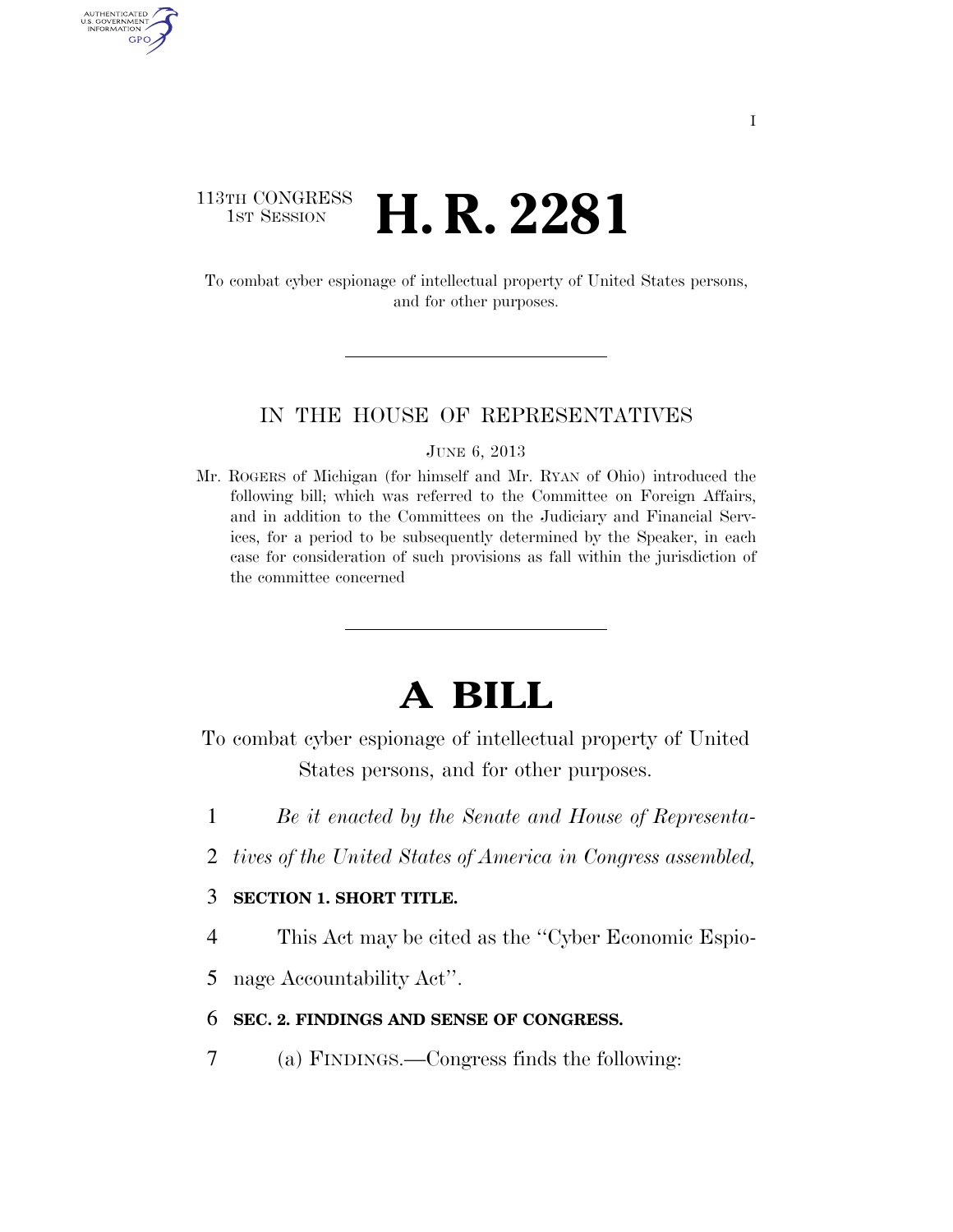113TH CONGRESS
1ST SESSION

# H. R. 2281

To combat cyber espionage of intellectual property of United States persons, and for other purposes.

IN THE HOUSE OF REPRESENTATIVES

JUNE 6, 2013

Mr. ROGERS of Michigan (for himself and Mr. RYAN of Ohio) introduced the following bill; which was referred to the Committee on Foreign Affairs, and in addition to the Committees on the Judiciary and Financial Services, for a period to be subsequently determined by the Speaker, in each case for consideration of such provisions as fall within the jurisdiction of the committee concerned

# A BILL

To combat cyber espionage of intellectual property of United States persons, and for other purposes.

*Be it enacted by the Senate and House of Representatives of the United States of America in Congress assembled,*

**SECTION 1. SHORT TITLE.**

This Act may be cited as the ''Cyber Economic Espionage Accountability Act''.

**SEC. 2. FINDINGS AND SENSE OF CONGRESS.**

(a) FINDINGS.—Congress finds the following: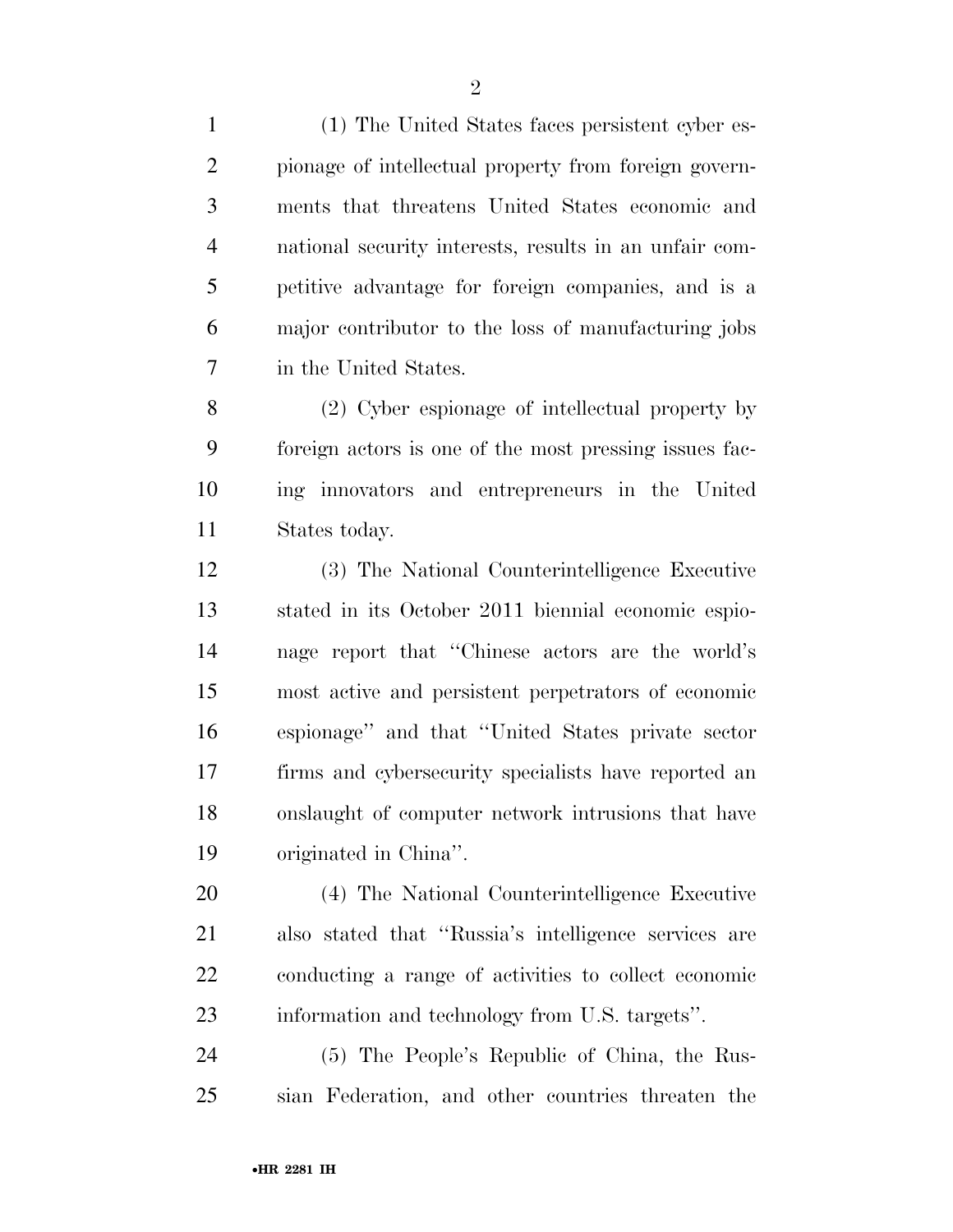(1) The United States faces persistent cyber espionage of intellectual property from foreign governments that threatens United States economic and national security interests, results in an unfair competitive advantage for foreign companies, and is a major contributor to the loss of manufacturing jobs in the United States.

(2) Cyber espionage of intellectual property by foreign actors is one of the most pressing issues facing innovators and entrepreneurs in the United States today.

(3) The National Counterintelligence Executive stated in its October 2011 biennial economic espionage report that ''Chinese actors are the world's most active and persistent perpetrators of economic espionage'' and that ''United States private sector firms and cybersecurity specialists have reported an onslaught of computer network intrusions that have originated in China''.

(4) The National Counterintelligence Executive also stated that ''Russia's intelligence services are conducting a range of activities to collect economic information and technology from U.S. targets''.

(5) The People's Republic of China, the Russian Federation, and other countries threaten the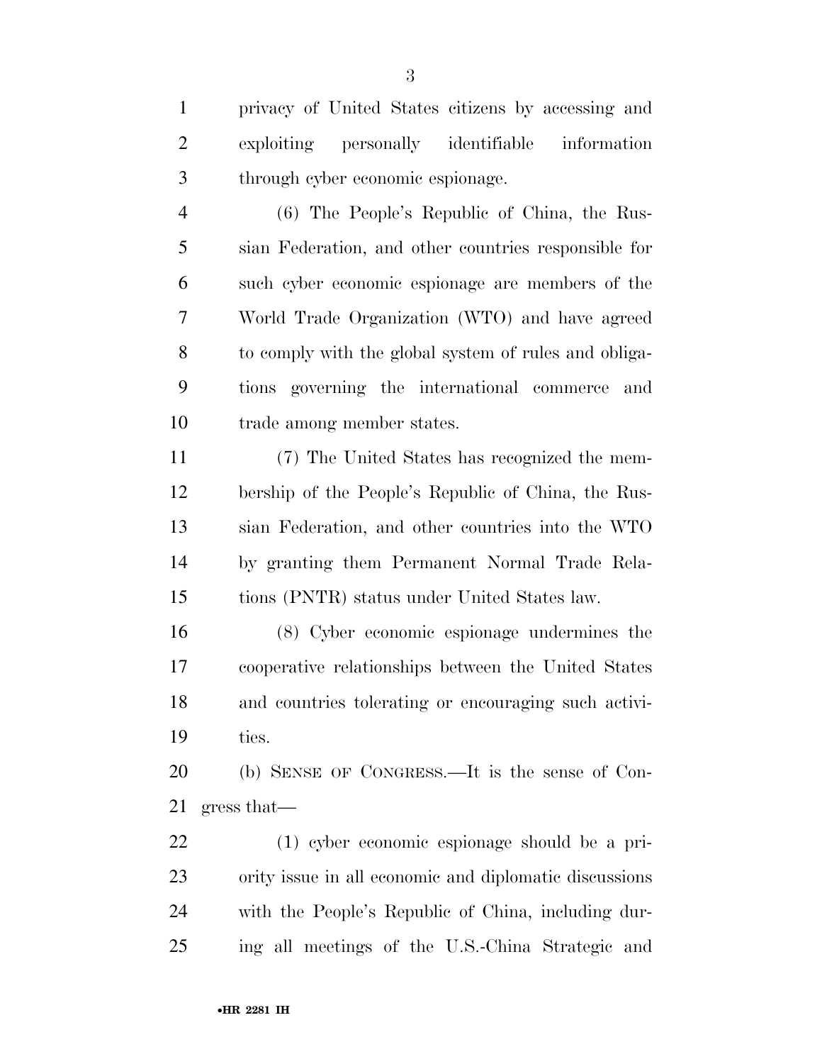privacy of United States citizens by accessing and exploiting personally identifiable information through cyber economic espionage.

(6) The People's Republic of China, the Russian Federation, and other countries responsible for such cyber economic espionage are members of the World Trade Organization (WTO) and have agreed to comply with the global system of rules and obligations governing the international commerce and trade among member states.

(7) The United States has recognized the membership of the People's Republic of China, the Russian Federation, and other countries into the WTO by granting them Permanent Normal Trade Relations (PNTR) status under United States law.

(8) Cyber economic espionage undermines the cooperative relationships between the United States and countries tolerating or encouraging such activities.

(b) SENSE OF CONGRESS.—It is the sense of Congress that—

(1) cyber economic espionage should be a priority issue in all economic and diplomatic discussions with the People's Republic of China, including during all meetings of the U.S.-China Strategic and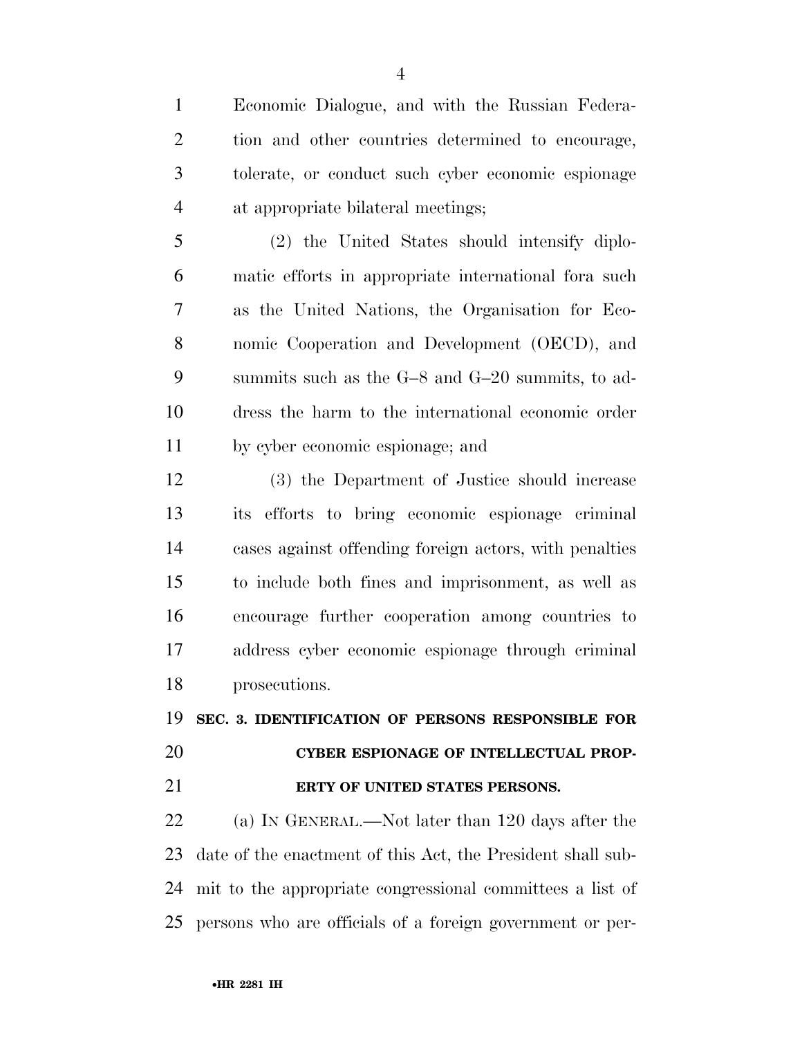Economic Dialogue, and with the Russian Federation and other countries determined to encourage, tolerate, or conduct such cyber economic espionage at appropriate bilateral meetings;

(2) the United States should intensify diplomatic efforts in appropriate international fora such as the United Nations, the Organisation for Economic Cooperation and Development (OECD), and summits such as the G–8 and G–20 summits, to address the harm to the international economic order by cyber economic espionage; and

(3) the Department of Justice should increase its efforts to bring economic espionage criminal cases against offending foreign actors, with penalties to include both fines and imprisonment, as well as encourage further cooperation among countries to address cyber economic espionage through criminal prosecutions.

**SEC. 3. IDENTIFICATION OF PERSONS RESPONSIBLE FOR CYBER ESPIONAGE OF INTELLECTUAL PROPERTY OF UNITED STATES PERSONS.**

(a) IN GENERAL.—Not later than 120 days after the date of the enactment of this Act, the President shall submit to the appropriate congressional committees a list of persons who are officials of a foreign government or per-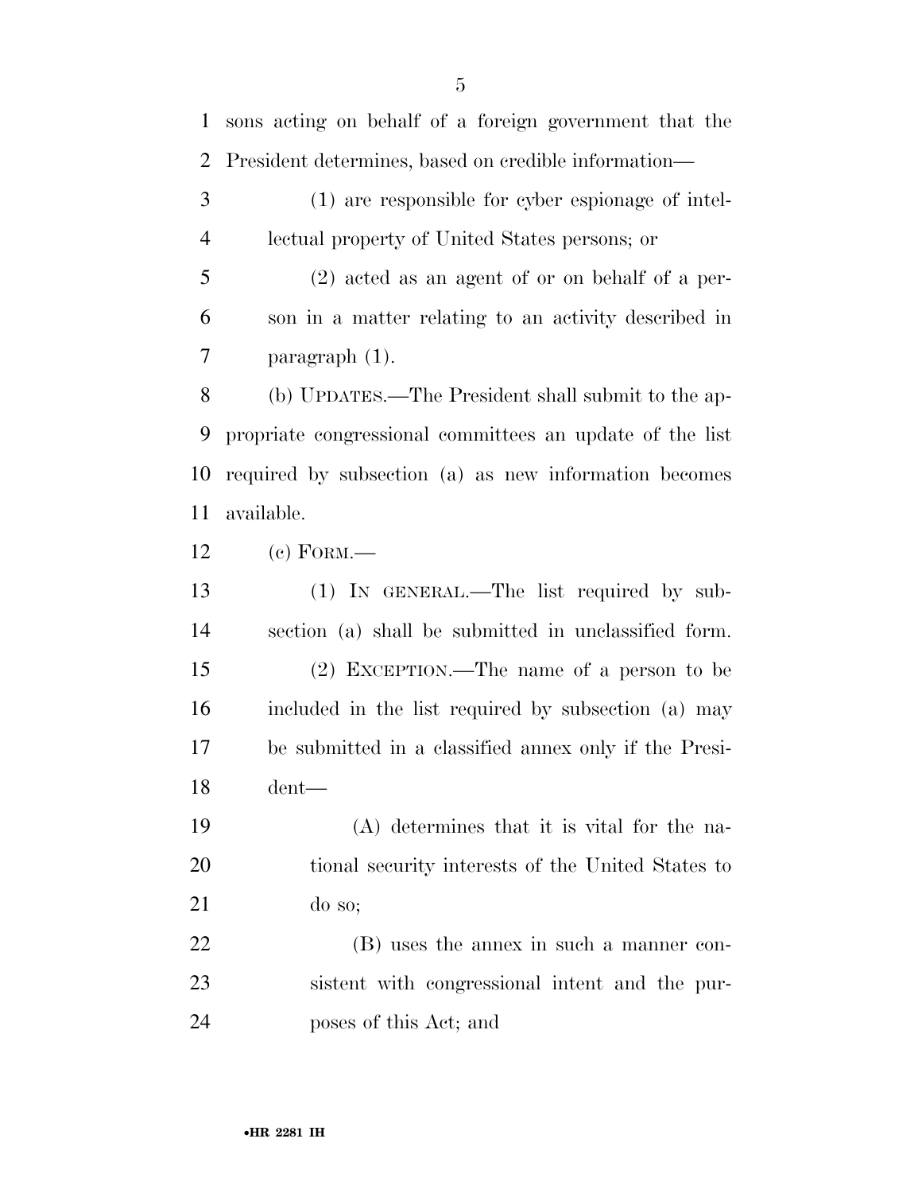sons acting on behalf of a foreign government that the President determines, based on credible information—

(1) are responsible for cyber espionage of intellectual property of United States persons; or

(2) acted as an agent of or on behalf of a person in a matter relating to an activity described in paragraph (1).

(b) UPDATES.—The President shall submit to the appropriate congressional committees an update of the list required by subsection (a) as new information becomes available.

(c) FORM.—

(1) IN GENERAL.—The list required by subsection (a) shall be submitted in unclassified form.

(2) EXCEPTION.—The name of a person to be included in the list required by subsection (a) may be submitted in a classified annex only if the President—

(A) determines that it is vital for the national security interests of the United States to do so;

(B) uses the annex in such a manner consistent with congressional intent and the purposes of this Act; and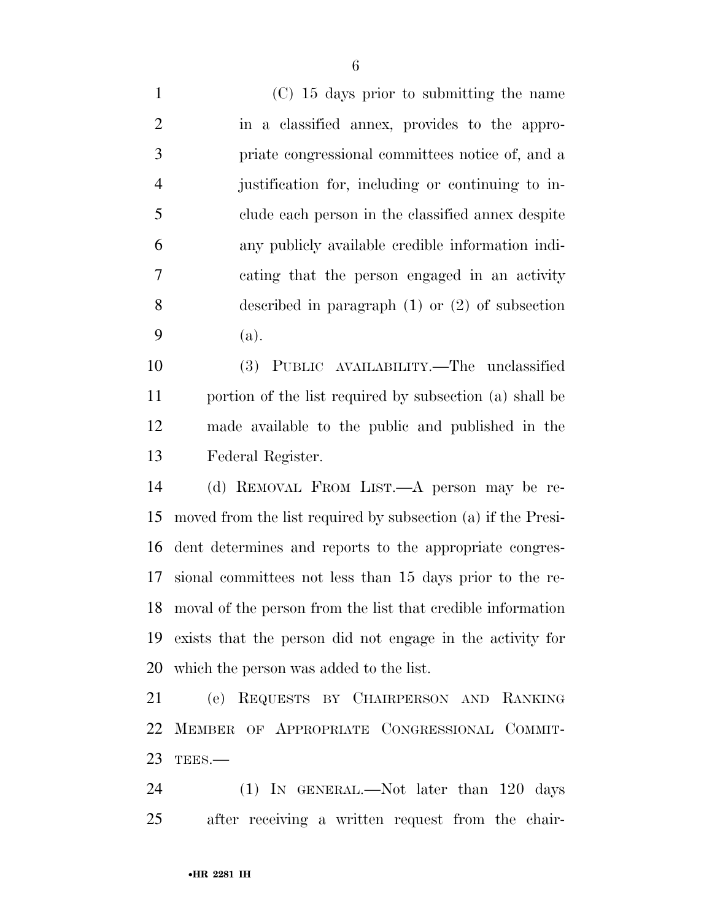(C) 15 days prior to submitting the name in a classified annex, provides to the appropriate congressional committees notice of, and a justification for, including or continuing to include each person in the classified annex despite any publicly available credible information indicating that the person engaged in an activity described in paragraph (1) or (2) of subsection (a).

(3) PUBLIC AVAILABILITY.—The unclassified portion of the list required by subsection (a) shall be made available to the public and published in the Federal Register.

(d) REMOVAL FROM LIST.—A person may be removed from the list required by subsection (a) if the President determines and reports to the appropriate congressional committees not less than 15 days prior to the removal of the person from the list that credible information exists that the person did not engage in the activity for which the person was added to the list.

(e) REQUESTS BY CHAIRPERSON AND RANKING MEMBER OF APPROPRIATE CONGRESSIONAL COMMITTEES.—

(1) IN GENERAL.—Not later than 120 days after receiving a written request from the chair-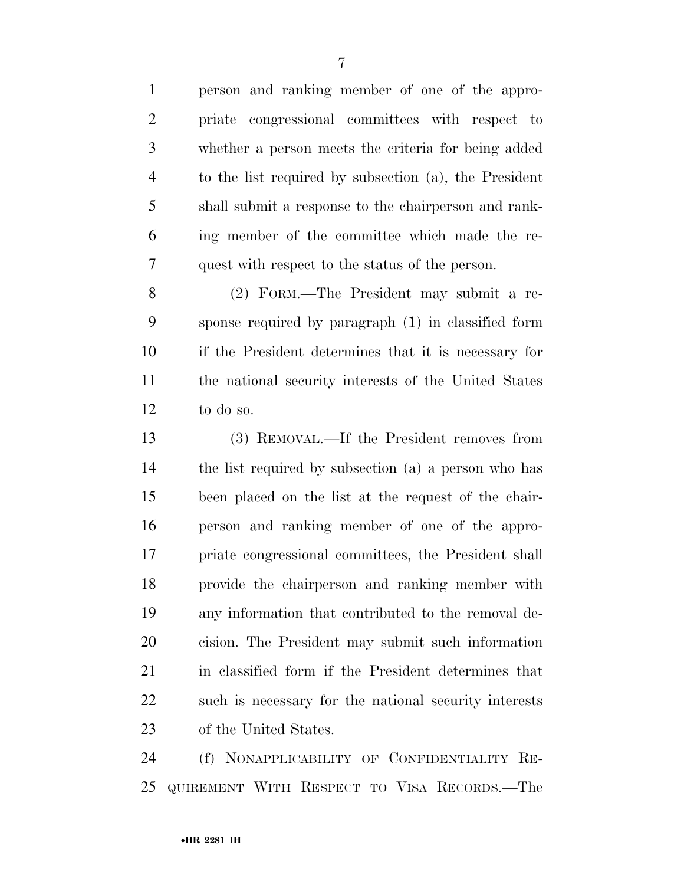person and ranking member of one of the appropriate congressional committees with respect to whether a person meets the criteria for being added to the list required by subsection (a), the President shall submit a response to the chairperson and ranking member of the committee which made the request with respect to the status of the person.

(2) FORM.—The President may submit a response required by paragraph (1) in classified form if the President determines that it is necessary for the national security interests of the United States to do so.

(3) REMOVAL.—If the President removes from the list required by subsection (a) a person who has been placed on the list at the request of the chairperson and ranking member of one of the appropriate congressional committees, the President shall provide the chairperson and ranking member with any information that contributed to the removal decision. The President may submit such information in classified form if the President determines that such is necessary for the national security interests of the United States.

(f) NONAPPLICABILITY OF CONFIDENTIALITY REQUIREMENT WITH RESPECT TO VISA RECORDS.—The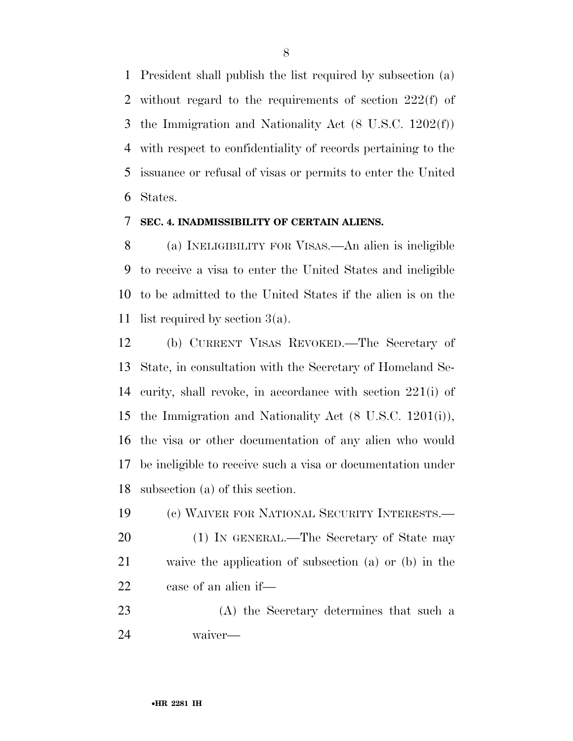President shall publish the list required by subsection (a) without regard to the requirements of section 222(f) of the Immigration and Nationality Act (8 U.S.C. 1202(f)) with respect to confidentiality of records pertaining to the issuance or refusal of visas or permits to enter the United States.

**SEC. 4. INADMISSIBILITY OF CERTAIN ALIENS.**

(a) INELIGIBILITY FOR VISAS.—An alien is ineligible to receive a visa to enter the United States and ineligible to be admitted to the United States if the alien is on the list required by section 3(a).

(b) CURRENT VISAS REVOKED.—The Secretary of State, in consultation with the Secretary of Homeland Security, shall revoke, in accordance with section 221(i) of the Immigration and Nationality Act (8 U.S.C. 1201(i)), the visa or other documentation of any alien who would be ineligible to receive such a visa or documentation under subsection (a) of this section.

(c) WAIVER FOR NATIONAL SECURITY INTERESTS.—

(1) IN GENERAL.—The Secretary of State may waive the application of subsection (a) or (b) in the case of an alien if—

(A) the Secretary determines that such a waiver—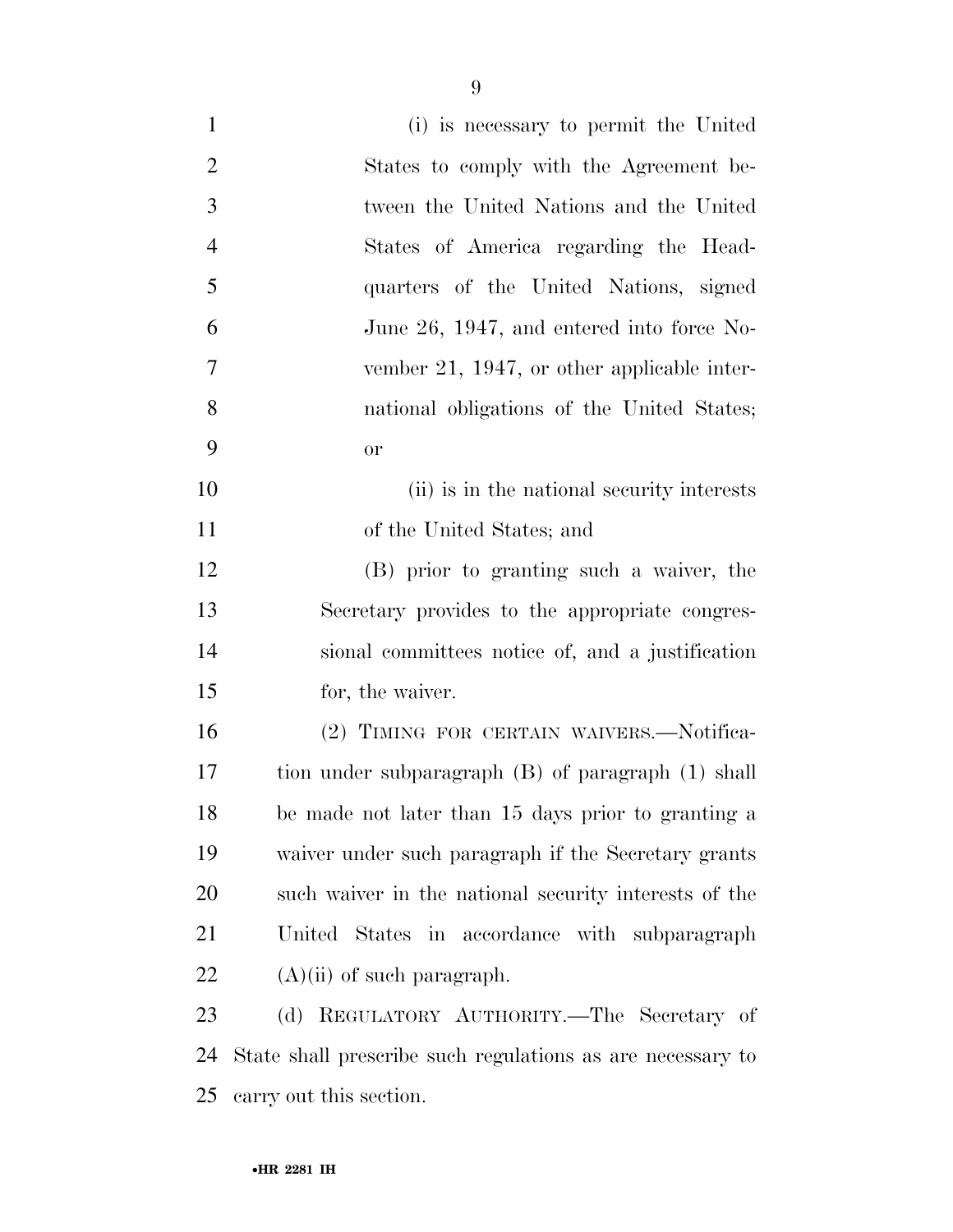(i) is necessary to permit the United States to comply with the Agreement between the United Nations and the United States of America regarding the Headquarters of the United Nations, signed June 26, 1947, and entered into force November 21, 1947, or other applicable international obligations of the United States; or

(ii) is in the national security interests of the United States; and

(B) prior to granting such a waiver, the Secretary provides to the appropriate congressional committees notice of, and a justification for, the waiver.

(2) TIMING FOR CERTAIN WAIVERS.—Notification under subparagraph (B) of paragraph (1) shall be made not later than 15 days prior to granting a waiver under such paragraph if the Secretary grants such waiver in the national security interests of the United States in accordance with subparagraph (A)(ii) of such paragraph.

(d) REGULATORY AUTHORITY.—The Secretary of State shall prescribe such regulations as are necessary to carry out this section.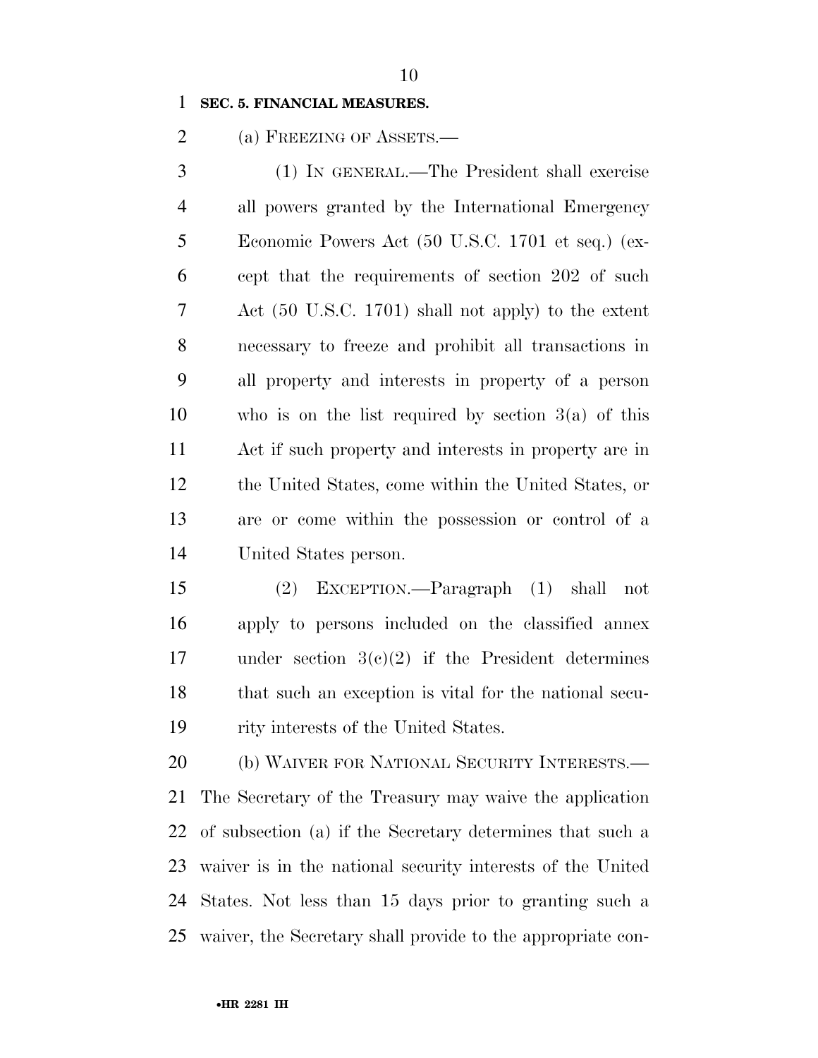**SEC. 5. FINANCIAL MEASURES.**

(a) FREEZING OF ASSETS.—

(1) IN GENERAL.—The President shall exercise all powers granted by the International Emergency Economic Powers Act (50 U.S.C. 1701 et seq.) (except that the requirements of section 202 of such Act (50 U.S.C. 1701) shall not apply) to the extent necessary to freeze and prohibit all transactions in all property and interests in property of a person who is on the list required by section 3(a) of this Act if such property and interests in property are in the United States, come within the United States, or are or come within the possession or control of a United States person.

(2) EXCEPTION.—Paragraph (1) shall not apply to persons included on the classified annex under section 3(c)(2) if the President determines that such an exception is vital for the national security interests of the United States.

(b) WAIVER FOR NATIONAL SECURITY INTERESTS.— The Secretary of the Treasury may waive the application of subsection (a) if the Secretary determines that such a waiver is in the national security interests of the United States. Not less than 15 days prior to granting such a waiver, the Secretary shall provide to the appropriate con-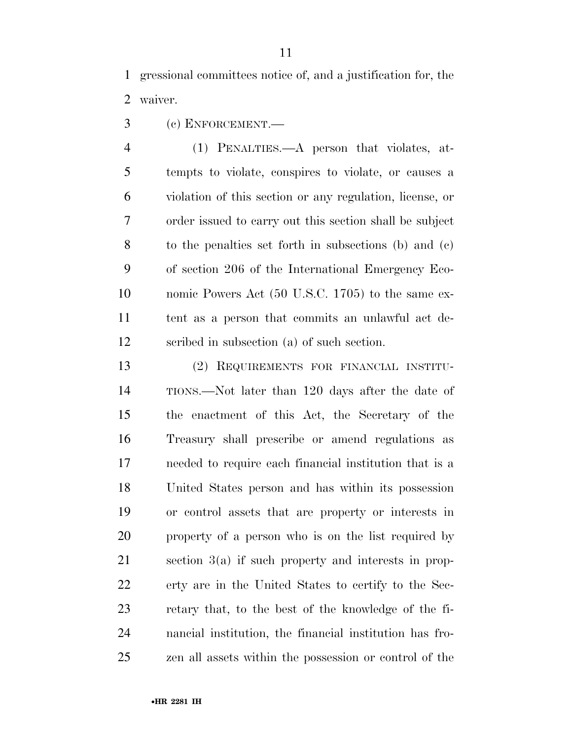gressional committees notice of, and a justification for, the waiver.

(c) ENFORCEMENT.—

(1) PENALTIES.—A person that violates, attempts to violate, conspires to violate, or causes a violation of this section or any regulation, license, or order issued to carry out this section shall be subject to the penalties set forth in subsections (b) and (c) of section 206 of the International Emergency Economic Powers Act (50 U.S.C. 1705) to the same extent as a person that commits an unlawful act described in subsection (a) of such section.

(2) REQUIREMENTS FOR FINANCIAL INSTITUTIONS.—Not later than 120 days after the date of the enactment of this Act, the Secretary of the Treasury shall prescribe or amend regulations as needed to require each financial institution that is a United States person and has within its possession or control assets that are property or interests in property of a person who is on the list required by section 3(a) if such property and interests in property are in the United States to certify to the Secretary that, to the best of the knowledge of the financial institution, the financial institution has frozen all assets within the possession or control of the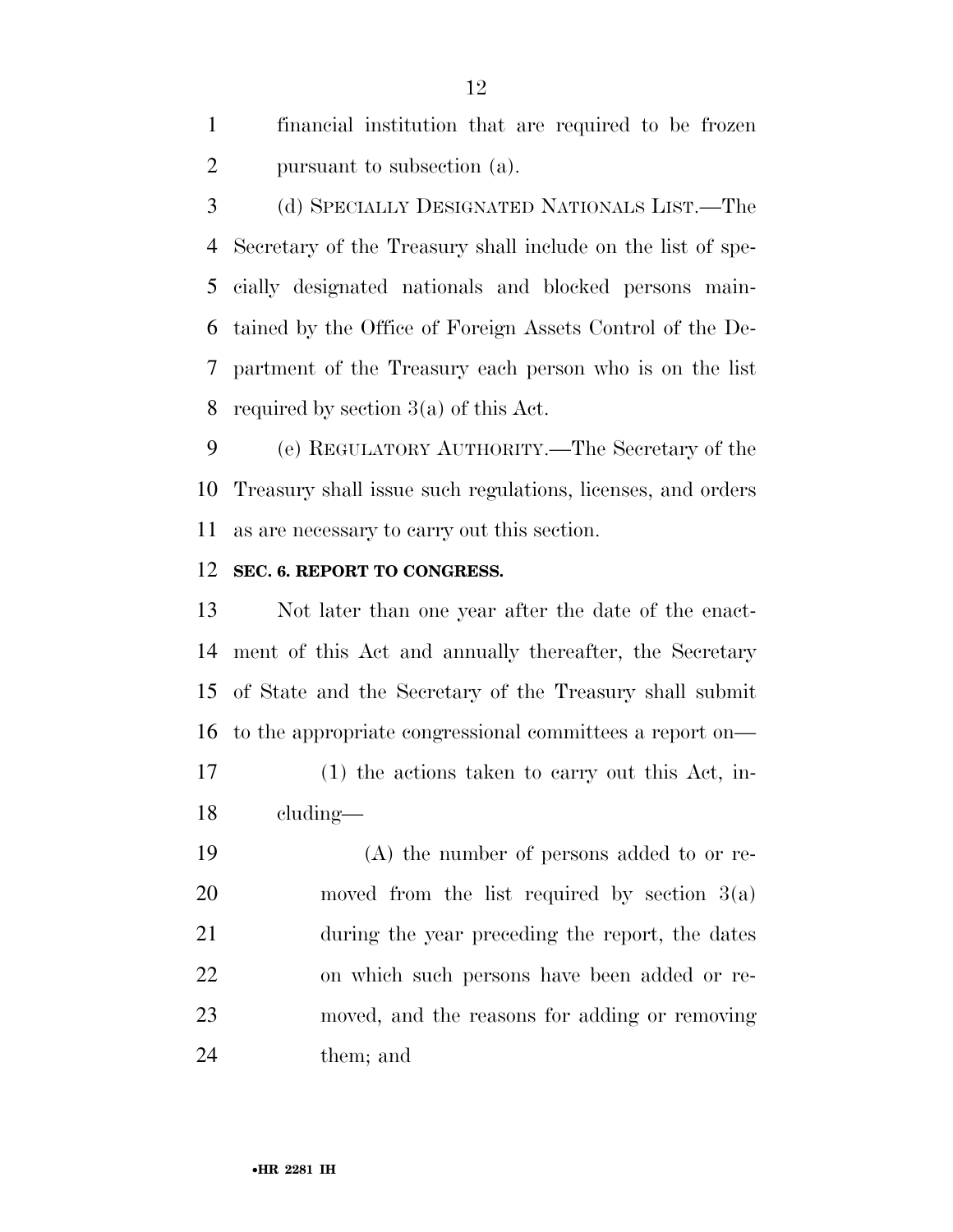financial institution that are required to be frozen pursuant to subsection (a).

(d) SPECIALLY DESIGNATED NATIONALS LIST.—The Secretary of the Treasury shall include on the list of specially designated nationals and blocked persons maintained by the Office of Foreign Assets Control of the Department of the Treasury each person who is on the list required by section 3(a) of this Act.

(e) REGULATORY AUTHORITY.—The Secretary of the Treasury shall issue such regulations, licenses, and orders as are necessary to carry out this section.

**SEC. 6. REPORT TO CONGRESS.**

Not later than one year after the date of the enactment of this Act and annually thereafter, the Secretary of State and the Secretary of the Treasury shall submit to the appropriate congressional committees a report on—

(1) the actions taken to carry out this Act, including—

(A) the number of persons added to or removed from the list required by section 3(a) during the year preceding the report, the dates on which such persons have been added or removed, and the reasons for adding or removing them; and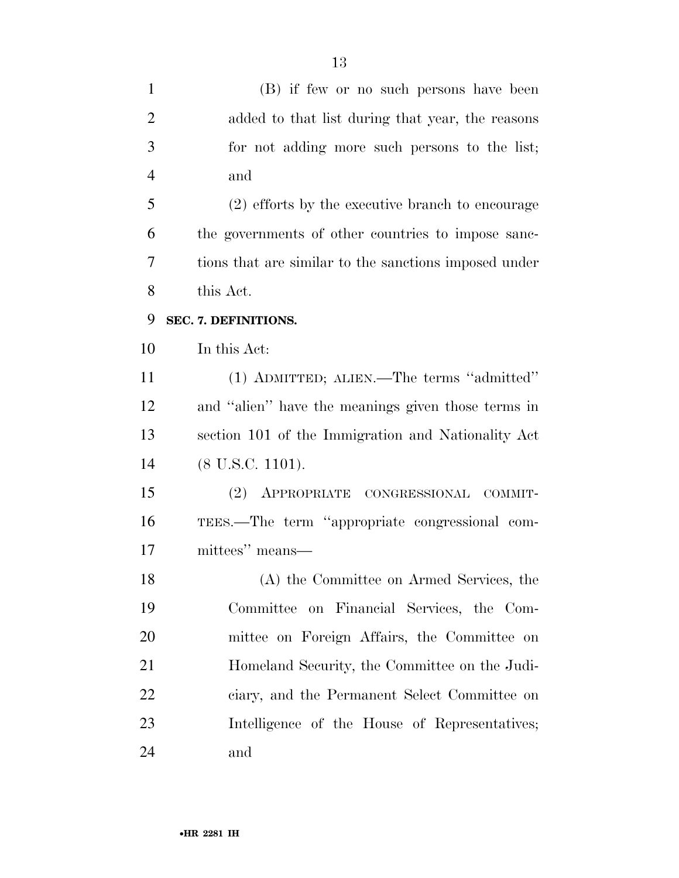(B) if few or no such persons have been added to that list during that year, the reasons for not adding more such persons to the list; and

(2) efforts by the executive branch to encourage the governments of other countries to impose sanctions that are similar to the sanctions imposed under this Act.

**SEC. 7. DEFINITIONS.**

In this Act:

(1) ADMITTED; ALIEN.—The terms ''admitted'' and ''alien'' have the meanings given those terms in section 101 of the Immigration and Nationality Act (8 U.S.C. 1101).

(2) APPROPRIATE CONGRESSIONAL COMMITTEES.—The term ''appropriate congressional committees'' means—

(A) the Committee on Armed Services, the Committee on Financial Services, the Committee on Foreign Affairs, the Committee on Homeland Security, the Committee on the Judiciary, and the Permanent Select Committee on Intelligence of the House of Representatives; and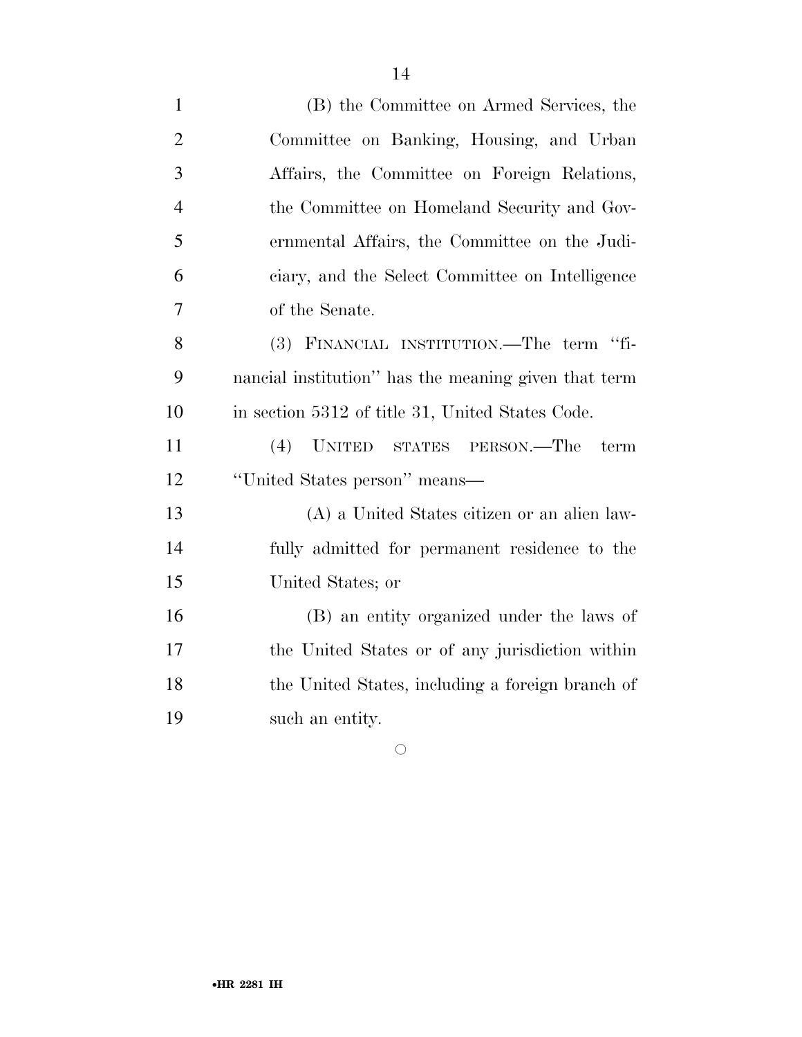(B) the Committee on Armed Services, the Committee on Banking, Housing, and Urban Affairs, the Committee on Foreign Relations, the Committee on Homeland Security and Governmental Affairs, the Committee on the Judiciary, and the Select Committee on Intelligence of the Senate.

(3) FINANCIAL INSTITUTION.—The term ''financial institution'' has the meaning given that term in section 5312 of title 31, United States Code.

(4) UNITED STATES PERSON.—The term ''United States person'' means—

(A) a United States citizen or an alien lawfully admitted for permanent residence to the United States; or

(B) an entity organized under the laws of the United States or of any jurisdiction within the United States, including a foreign branch of such an entity.

○